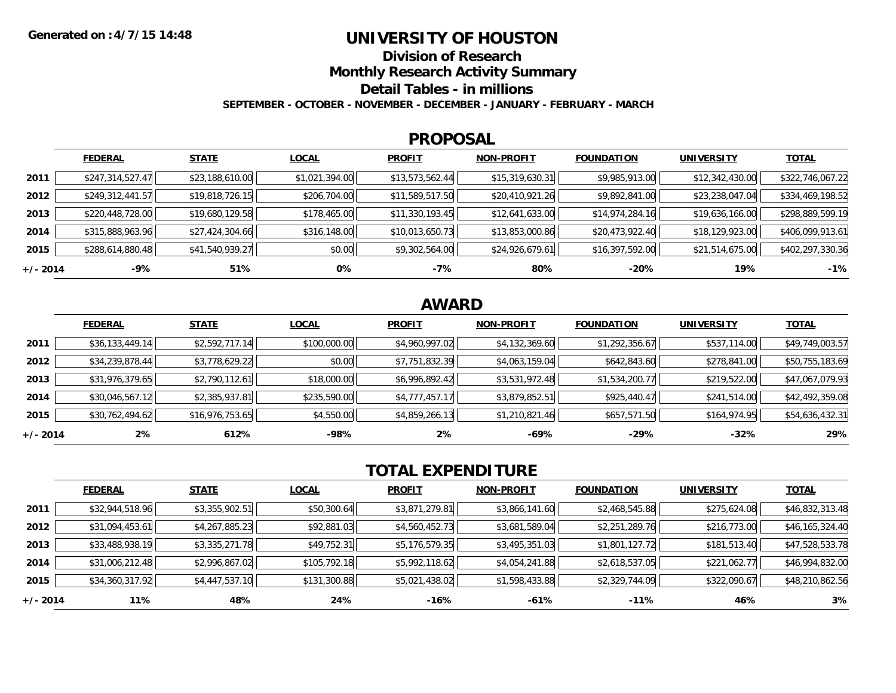Generated on :4/7/15 14:48

# UNIVERSITY OF HOUSTON

## Division of Research

## Monthly Research Activity Summary

## Detail Tables - in millions

**SEPTEMBER - OCTOBER - NOVEMBER - DECEMBER - JANUARY - FEBRUARY - MARCH**

## PROPOSAL

| | FEDERAL | STATE | LOCAL | PROFIT | NON-PROFIT | FOUNDATION | UNIVERSITY | TOTAL |
|---|---|---|---|---|---|---|---|---|
| 2011 | $247,314,527.47 | $23,188,610.00 | $1,021,394.00 | $13,573,562.44 | $15,319,630.31 | $9,985,913.00 | $12,342,430.00 | $322,746,067.22 |
| 2012 | $249,312,441.57 | $19,818,726.15 | $206,704.00 | $11,589,517.50 | $20,410,921.26 | $9,892,841.00 | $23,238,047.04 | $334,469,198.52 |
| 2013 | $220,448,728.00 | $19,680,129.58 | $178,465.00 | $11,330,193.45 | $12,641,633.00 | $14,974,284.16 | $19,636,166.00 | $298,889,599.19 |
| 2014 | $315,888,963.96 | $27,424,304.66 | $316,148.00 | $10,013,650.73 | $13,853,000.86 | $20,473,922.40 | $18,129,923.00 | $406,099,913.61 |
| 2015 | $288,614,880.48 | $41,540,939.27 | $0.00 | $9,302,564.00 | $24,926,679.61 | $16,397,592.00 | $21,514,675.00 | $402,297,330.36 |
| +/- 2014 | -9% | 51% | 0% | -7% | 80% | -20% | 19% | -1% |

## AWARD

| | FEDERAL | STATE | LOCAL | PROFIT | NON-PROFIT | FOUNDATION | UNIVERSITY | TOTAL |
|---|---|---|---|---|---|---|---|---|
| 2011 | $36,133,449.14 | $2,592,717.14 | $100,000.00 | $4,960,997.02 | $4,132,369.60 | $1,292,356.67 | $537,114.00 | $49,749,003.57 |
| 2012 | $34,239,878.44 | $3,778,629.22 | $0.00 | $7,751,832.39 | $4,063,159.04 | $642,843.60 | $278,841.00 | $50,755,183.69 |
| 2013 | $31,976,379.65 | $2,790,112.61 | $18,000.00 | $6,996,892.42 | $3,531,972.48 | $1,534,200.77 | $219,522.00 | $47,067,079.93 |
| 2014 | $30,046,567.12 | $2,385,937.81 | $235,590.00 | $4,777,457.17 | $3,879,852.51 | $925,440.47 | $241,514.00 | $42,492,359.08 |
| 2015 | $30,762,494.62 | $16,976,753.65 | $4,550.00 | $4,859,266.13 | $1,210,821.46 | $657,571.50 | $164,974.95 | $54,636,432.31 |
| +/- 2014 | 2% | 612% | -98% | 2% | -69% | -29% | -32% | 29% |

## TOTAL EXPENDITURE

| | FEDERAL | STATE | LOCAL | PROFIT | NON-PROFIT | FOUNDATION | UNIVERSITY | TOTAL |
|---|---|---|---|---|---|---|---|---|
| 2011 | $32,944,518.96 | $3,355,902.51 | $50,300.64 | $3,871,279.81 | $3,866,141.60 | $2,468,545.88 | $275,624.08 | $46,832,313.48 |
| 2012 | $31,094,453.61 | $4,267,885.23 | $92,881.03 | $4,560,452.73 | $3,681,589.04 | $2,251,289.76 | $216,773.00 | $46,165,324.40 |
| 2013 | $33,488,938.19 | $3,335,271.78 | $49,752.31 | $5,176,579.35 | $3,495,351.03 | $1,801,127.72 | $181,513.40 | $47,528,533.78 |
| 2014 | $31,006,212.48 | $2,996,867.02 | $105,792.18 | $5,992,118.62 | $4,054,241.88 | $2,618,537.05 | $221,062.77 | $46,994,832.00 |
| 2015 | $34,360,317.92 | $4,447,537.10 | $131,300.88 | $5,021,438.02 | $1,598,433.88 | $2,329,744.09 | $322,090.67 | $48,210,862.56 |
| +/- 2014 | 11% | 48% | 24% | -16% | -61% | -11% | 46% | 3% |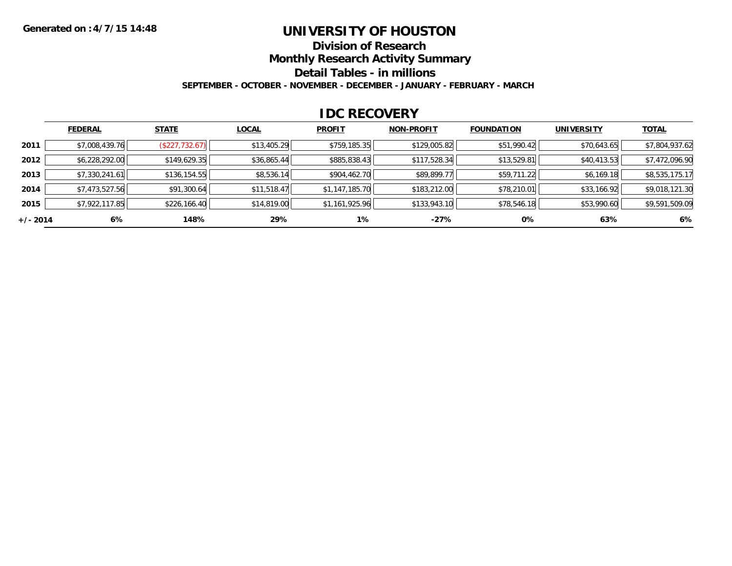Generated on :4/7/15 14:48

# UNIVERSITY OF HOUSTON

## Division of Research

## Monthly Research Activity Summary

## Detail Tables - in millions

**SEPTEMBER - OCTOBER - NOVEMBER - DECEMBER - JANUARY - FEBRUARY - MARCH**

### IDC RECOVERY

| | FEDERAL | STATE | LOCAL | PROFIT | NON-PROFIT | FOUNDATION | UNIVERSITY | TOTAL |
|---|---|---|---|---|---|---|---|---|
| 2011 | $7,008,439.76 | ($227,732.67) | $13,405.29 | $759,185.35 | $129,005.82 | $51,990.42 | $70,643.65 | $7,804,937.62 |
| 2012 | $6,228,292.00 | $149,629.35 | $36,865.44 | $885,838.43 | $117,528.34 | $13,529.81 | $40,413.53 | $7,472,096.90 |
| 2013 | $7,330,241.61 | $136,154.55 | $8,536.14 | $904,462.70 | $89,899.77 | $59,711.22 | $6,169.18 | $8,535,175.17 |
| 2014 | $7,473,527.56 | $91,300.64 | $11,518.47 | $1,147,185.70 | $183,212.00 | $78,210.01 | $33,166.92 | $9,018,121.30 |
| 2015 | $7,922,117.85 | $226,166.40 | $14,819.00 | $1,161,925.96 | $133,943.10 | $78,546.18 | $53,990.60 | $9,591,509.09 |
| +/- 2014 | 6% | 148% | 29% | 1% | -27% | 0% | 63% | 6% |